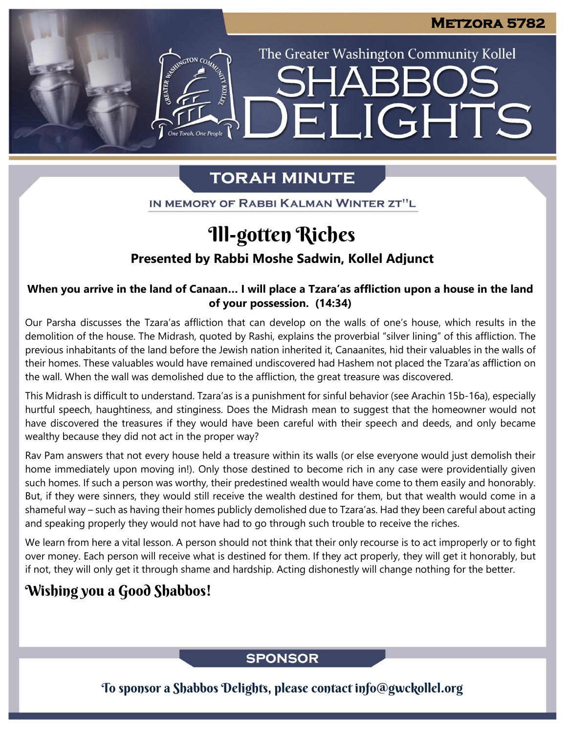Metzora 5782

The Greater Washington Community Kollel

# Shabbos Delights

## Torah Minute

In memory of Rabbi Kalman Winter zt"l

# Ill-gotten Riches

### Presented by Rabbi Moshe Sadwin, Kollel Adjunct

**When you arrive in the land of Canaan… I will place a Tzara'as affliction upon a house in the land of your possession. (14:34)**

Our Parsha discusses the Tzara'as affliction that can develop on the walls of one's house, which results in the demolition of the house. The Midrash, quoted by Rashi, explains the proverbial "silver lining" of this affliction. The previous inhabitants of the land before the Jewish nation inherited it, Canaanites, hid their valuables in the walls of their homes. These valuables would have remained undiscovered had Hashem not placed the Tzara'as affliction on the wall. When the wall was demolished due to the affliction, the great treasure was discovered.

This Midrash is difficult to understand. Tzara'as is a punishment for sinful behavior (see Arachin 15b-16a), especially hurtful speech, haughtiness, and stinginess. Does the Midrash mean to suggest that the homeowner would not have discovered the treasures if they would have been careful with their speech and deeds, and only became wealthy because they did not act in the proper way?

Rav Pam answers that not every house held a treasure within its walls (or else everyone would just demolish their home immediately upon moving in!). Only those destined to become rich in any case were providentially given such homes. If such a person was worthy, their predestined wealth would have come to them easily and honorably. But, if they were sinners, they would still receive the wealth destined for them, but that wealth would come in a shameful way – such as having their homes publicly demolished due to Tzara'as. Had they been careful about acting and speaking properly they would not have had to go through such trouble to receive the riches.

We learn from here a vital lesson. A person should not think that their only recourse is to act improperly or to fight over money. Each person will receive what is destined for them. If they act properly, they will get it honorably, but if not, they will only get it through shame and hardship. Acting dishonestly will change nothing for the better.

## Wishing you a Good Shabbos!

## Sponsor

To sponsor a Shabbos Delights, please contact info@gwckollel.org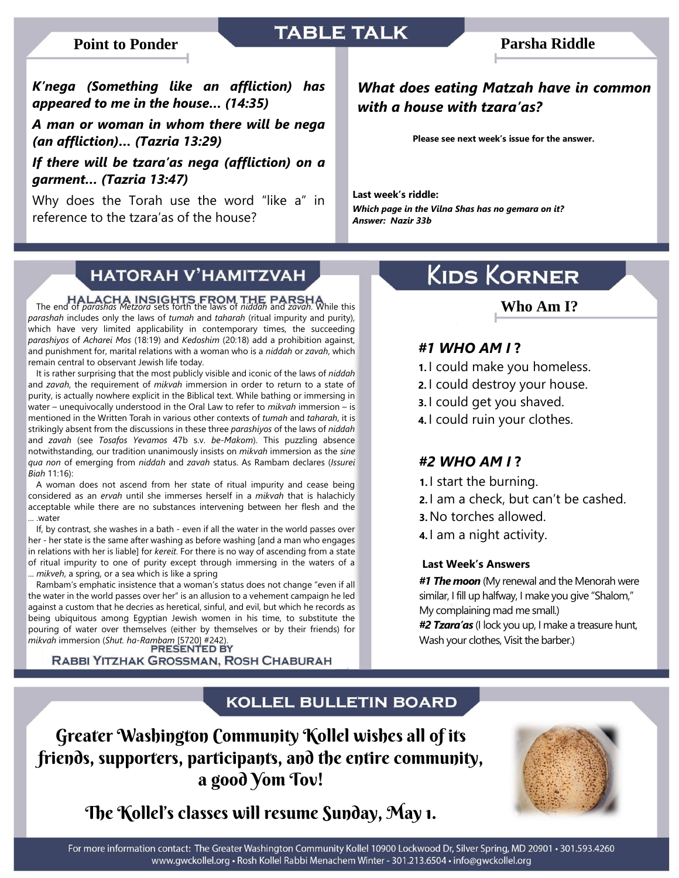# TABLE TALK

## Point to Ponder

***K'nega (Something like an affliction) has appeared to me in the house... (14:35)***

***A man or woman in whom there will be nega (an affliction)... (Tazria 13:29)***

***If there will be tzara'as nega (affliction) on a garment... (Tazria 13:47)***

Why does the Torah use the word "like a" in reference to the tzara'as of the house?

## Parsha Riddle

***What does eating Matzah have in common with a house with tzara'as?***

**Please see next week's issue for the answer.**

**Last week's riddle:**

***Which page in the Vilna Shas has no gemara on it?***

***Answer: Nazir 33b***

# HATORAH V'HAMITZVAH

## HALACHA INSIGHTS FROM THE PARSHA

The end of *parashas Metzora* sets forth the laws of *niddah* and *zavah*. While this *parashah* includes only the laws of *tumah* and *taharah* (ritual impurity and purity), which have very limited applicability in contemporary times, the succeeding *parashiyos* of *Acharei Mos* (18:19) and *Kedoshim* (20:18) add a prohibition against, and punishment for, marital relations with a woman who is a *niddah* or *zavah*, which remain central to observant Jewish life today.

It is rather surprising that the most publicly visible and iconic of the laws of *niddah* and *zavah*, the requirement of *mikvah* immersion in order to return to a state of purity, is actually nowhere explicit in the Biblical text. While bathing or immersing in water – unequivocally understood in the Oral Law to refer to *mikvah* immersion – is mentioned in the Written Torah in various other contexts of *tumah* and *taharah*, it is strikingly absent from the discussions in these three *parashiyos* of the laws of *niddah* and *zavah* (see *Tosafos Yevamos* 47b s.v. *be-Makom*). This puzzling absence notwithstanding, our tradition unanimously insists on *mikvah* immersion as the *sine qua non* of emerging from *niddah* and *zavah* status. As Rambam declares (*Issurei Biah* 11:16):

A woman does not ascend from her state of ritual impurity and cease being considered as an *ervah* until she immerses herself in a *mikvah* that is halachicly acceptable while there are no substances intervening between her flesh and the water. ...

If, by contrast, she washes in a bath - even if all the water in the world passes over her - her state is the same after washing as before washing [and a man who engages in relations with her is liable] for *kereit*. For there is no way of ascending from a state of ritual impurity to one of purity except through immersing in the waters of a *mikveh*, a spring, or a sea which is like a spring ...

Rambam's emphatic insistence that a woman's status does not change "even if all the water in the world passes over her" is an allusion to a vehement campaign he led against a custom that he decries as heretical, sinful, and evil, but which he records as being ubiquitous among Egyptian Jewish women in his time, to substitute the pouring of water over themselves (either by themselves or by their friends) for *mikvah* immersion (*Shut. ha-Rambam* [5720] #242).

PRESENTED BY
RABBI YITZHAK GROSSMAN, ROSH CHABURAH

# KIDS KORNER

## Who Am I?

### *#1 WHO AM I ?*

1. I could make you homeless.
2. I could destroy your house.
3. I could get you shaved.
4. I could ruin your clothes.

### *#2 WHO AM I ?*

1. I start the burning.
2. I am a check, but can't be cashed.
3. No torches allowed.
4. I am a night activity.

**Last Week's Answers**

***#1 The moon*** (My renewal and the Menorah were similar, I fill up halfway, I make you give "Shalom," My complaining mad me small.)

***#2 Tzara'as*** (I lock you up, I make a treasure hunt, Wash your clothes, Visit the barber.)

# KOLLEL BULLETIN BOARD

Greater Washington Community Kollel wishes all of its friends, supporters, participants, and the entire community, a good Yom Tov!

The Kollel's classes will resume Sunday, May 1.

For more information contact: The Greater Washington Community Kollel 10900 Lockwood Dr, Silver Spring, MD 20901 • 301.593.4260
www.gwckollel.org • Rosh Kollel Rabbi Menachem Winter - 301.213.6504 • info@gwckollel.org